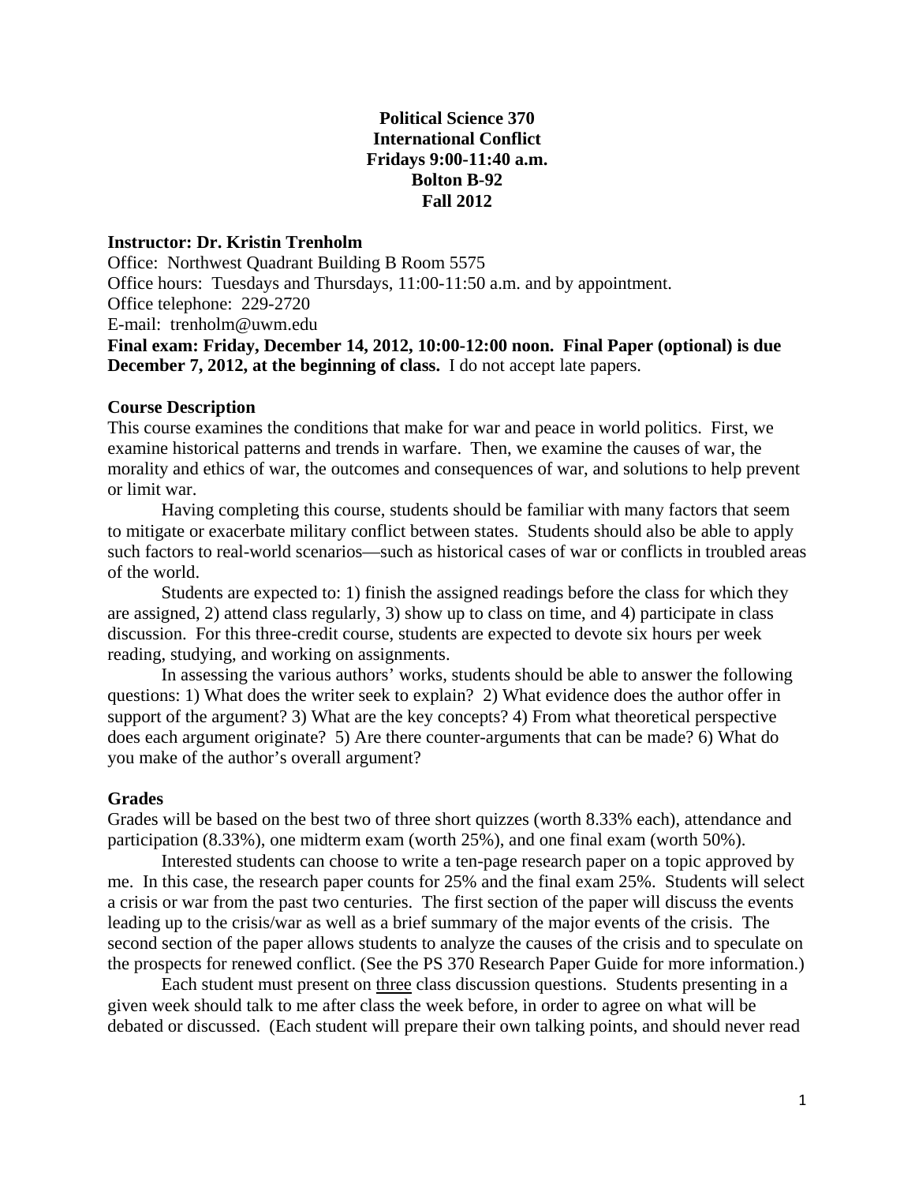**Political Science 370**
**International Conflict**
**Fridays 9:00-11:40 a.m.**
**Bolton B-92**
**Fall 2012**

**Instructor: Dr. Kristin Trenholm**
Office: Northwest Quadrant Building B Room 5575
Office hours: Tuesdays and Thursdays, 11:00-11:50 a.m. and by appointment.
Office telephone: 229-2720
E-mail: trenholm@uwm.edu
**Final exam: Friday, December 14, 2012, 10:00-12:00 noon. Final Paper (optional) is due December 7, 2012, at the beginning of class.** I do not accept late papers.

## Course Description

This course examines the conditions that make for war and peace in world politics. First, we examine historical patterns and trends in warfare. Then, we examine the causes of war, the morality and ethics of war, the outcomes and consequences of war, and solutions to help prevent or limit war.

Having completing this course, students should be familiar with many factors that seem to mitigate or exacerbate military conflict between states. Students should also be able to apply such factors to real-world scenarios—such as historical cases of war or conflicts in troubled areas of the world.

Students are expected to: 1) finish the assigned readings before the class for which they are assigned, 2) attend class regularly, 3) show up to class on time, and 4) participate in class discussion. For this three-credit course, students are expected to devote six hours per week reading, studying, and working on assignments.

In assessing the various authors' works, students should be able to answer the following questions: 1) What does the writer seek to explain? 2) What evidence does the author offer in support of the argument? 3) What are the key concepts? 4) From what theoretical perspective does each argument originate? 5) Are there counter-arguments that can be made? 6) What do you make of the author's overall argument?

## Grades

Grades will be based on the best two of three short quizzes (worth 8.33% each), attendance and participation (8.33%), one midterm exam (worth 25%), and one final exam (worth 50%).

Interested students can choose to write a ten-page research paper on a topic approved by me. In this case, the research paper counts for 25% and the final exam 25%. Students will select a crisis or war from the past two centuries. The first section of the paper will discuss the events leading up to the crisis/war as well as a brief summary of the major events of the crisis. The second section of the paper allows students to analyze the causes of the crisis and to speculate on the prospects for renewed conflict. (See the PS 370 Research Paper Guide for more information.)

Each student must present on <u>three</u> class discussion questions. Students presenting in a given week should talk to me after class the week before, in order to agree on what will be debated or discussed. (Each student will prepare their own talking points, and should never read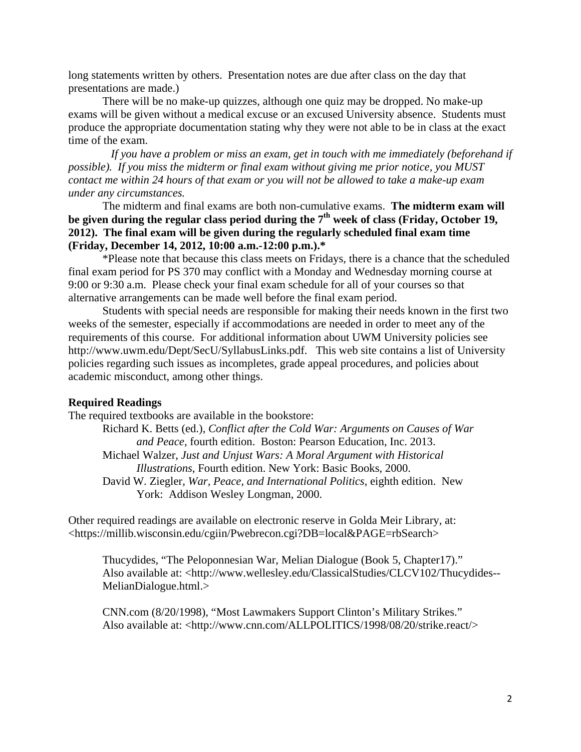long statements written by others. Presentation notes are due after class on the day that presentations are made.)

There will be no make-up quizzes, although one quiz may be dropped. No make-up exams will be given without a medical excuse or an excused University absence. Students must produce the appropriate documentation stating why they were not able to be in class at the exact time of the exam.

*If you have a problem or miss an exam, get in touch with me immediately (beforehand if possible). If you miss the midterm or final exam without giving me prior notice, you MUST contact me within 24 hours of that exam or you will not be allowed to take a make-up exam under any circumstances.*

The midterm and final exams are both non-cumulative exams. **The midterm exam will be given during the regular class period during the 7th week of class (Friday, October 19, 2012). The final exam will be given during the regularly scheduled final exam time (Friday, December 14, 2012, 10:00 a.m.-12:00 p.m.).***

*Please note that because this class meets on Fridays, there is a chance that the scheduled final exam period for PS 370 may conflict with a Monday and Wednesday morning course at 9:00 or 9:30 a.m. Please check your final exam schedule for all of your courses so that alternative arrangements can be made well before the final exam period.

Students with special needs are responsible for making their needs known in the first two weeks of the semester, especially if accommodations are needed in order to meet any of the requirements of this course. For additional information about UWM University policies see http://www.uwm.edu/Dept/SecU/SyllabusLinks.pdf. This web site contains a list of University policies regarding such issues as incompletes, grade appeal procedures, and policies about academic misconduct, among other things.

**Required Readings**

The required textbooks are available in the bookstore:

Richard K. Betts (ed.), *Conflict after the Cold War: Arguments on Causes of War and Peace,* fourth edition. Boston: Pearson Education, Inc. 2013.

Michael Walzer, *Just and Unjust Wars: A Moral Argument with Historical Illustrations*, Fourth edition. New York: Basic Books, 2000.

David W. Ziegler, *War, Peace, and International Politics*, eighth edition. New York: Addison Wesley Longman, 2000.

Other required readings are available on electronic reserve in Golda Meir Library, at: <https://millib.wisconsin.edu/cgiin/Pwebrecon.cgi?DB=local&PAGE=rbSearch>

Thucydides, "The Peloponnesian War, Melian Dialogue (Book 5, Chapter17)." Also available at: <http://www.wellesley.edu/ClassicalStudies/CLCV102/Thucydides--MelianDialogue.html.>

CNN.com (8/20/1998), "Most Lawmakers Support Clinton's Military Strikes." Also available at: <http://www.cnn.com/ALLPOLITICS/1998/08/20/strike.react/>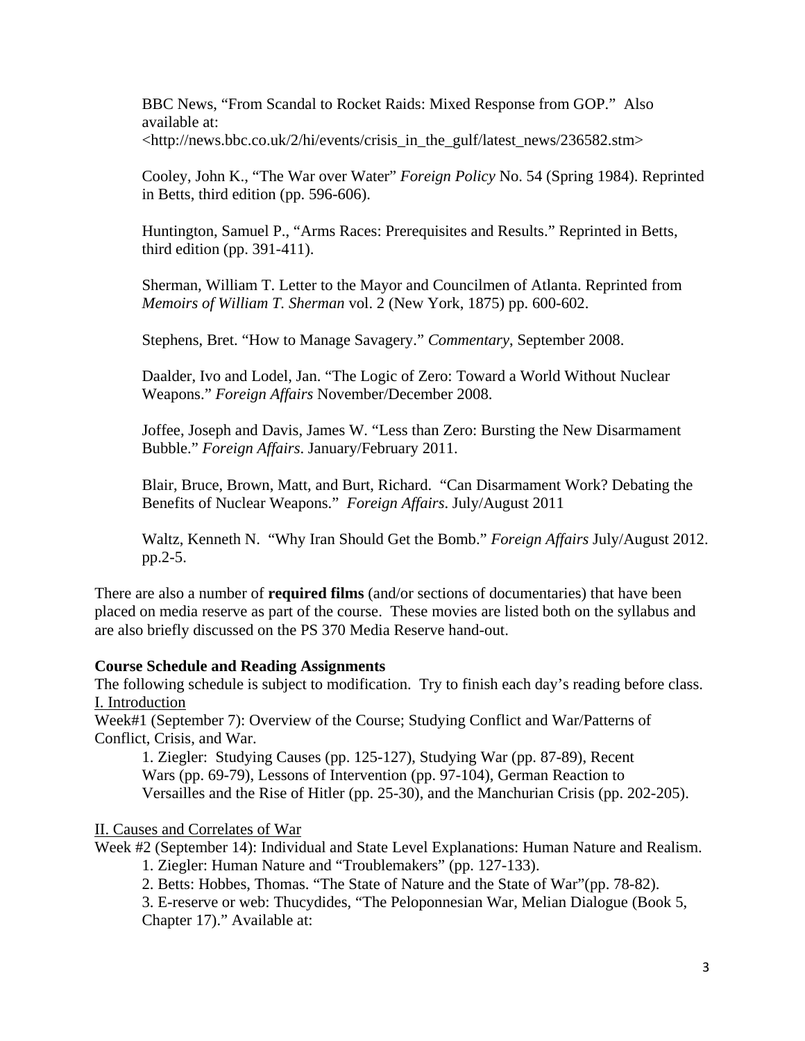BBC News, "From Scandal to Rocket Raids: Mixed Response from GOP." Also available at: <http://news.bbc.co.uk/2/hi/events/crisis_in_the_gulf/latest_news/236582.stm>

Cooley, John K., "The War over Water" *Foreign Policy* No. 54 (Spring 1984). Reprinted in Betts, third edition (pp. 596-606).

Huntington, Samuel P., "Arms Races: Prerequisites and Results." Reprinted in Betts, third edition (pp. 391-411).

Sherman, William T. Letter to the Mayor and Councilmen of Atlanta. Reprinted from *Memoirs of William T. Sherman* vol. 2 (New York, 1875) pp. 600-602.

Stephens, Bret. "How to Manage Savagery." *Commentary*, September 2008.

Daalder, Ivo and Lodel, Jan. "The Logic of Zero: Toward a World Without Nuclear Weapons." *Foreign Affairs* November/December 2008.

Joffee, Joseph and Davis, James W. "Less than Zero: Bursting the New Disarmament Bubble." *Foreign Affairs*. January/February 2011.

Blair, Bruce, Brown, Matt, and Burt, Richard. "Can Disarmament Work? Debating the Benefits of Nuclear Weapons." *Foreign Affairs*. July/August 2011

Waltz, Kenneth N. "Why Iran Should Get the Bomb." *Foreign Affairs* July/August 2012. pp.2-5.

There are also a number of **required films** (and/or sections of documentaries) that have been placed on media reserve as part of the course. These movies are listed both on the syllabus and are also briefly discussed on the PS 370 Media Reserve hand-out.

**Course Schedule and Reading Assignments**

The following schedule is subject to modification. Try to finish each day's reading before class.

<u>I. Introduction</u>

Week#1 (September 7): Overview of the Course; Studying Conflict and War/Patterns of Conflict, Crisis, and War.

1. Ziegler: Studying Causes (pp. 125-127), Studying War (pp. 87-89), Recent Wars (pp. 69-79), Lessons of Intervention (pp. 97-104), German Reaction to Versailles and the Rise of Hitler (pp. 25-30), and the Manchurian Crisis (pp. 202-205).

<u>II. Causes and Correlates of War</u>

Week #2 (September 14): Individual and State Level Explanations: Human Nature and Realism.

1. Ziegler: Human Nature and "Troublemakers" (pp. 127-133).
2. Betts: Hobbes, Thomas. "The State of Nature and the State of War"(pp. 78-82).
3. E-reserve or web: Thucydides, "The Peloponnesian War, Melian Dialogue (Book 5, Chapter 17)." Available at: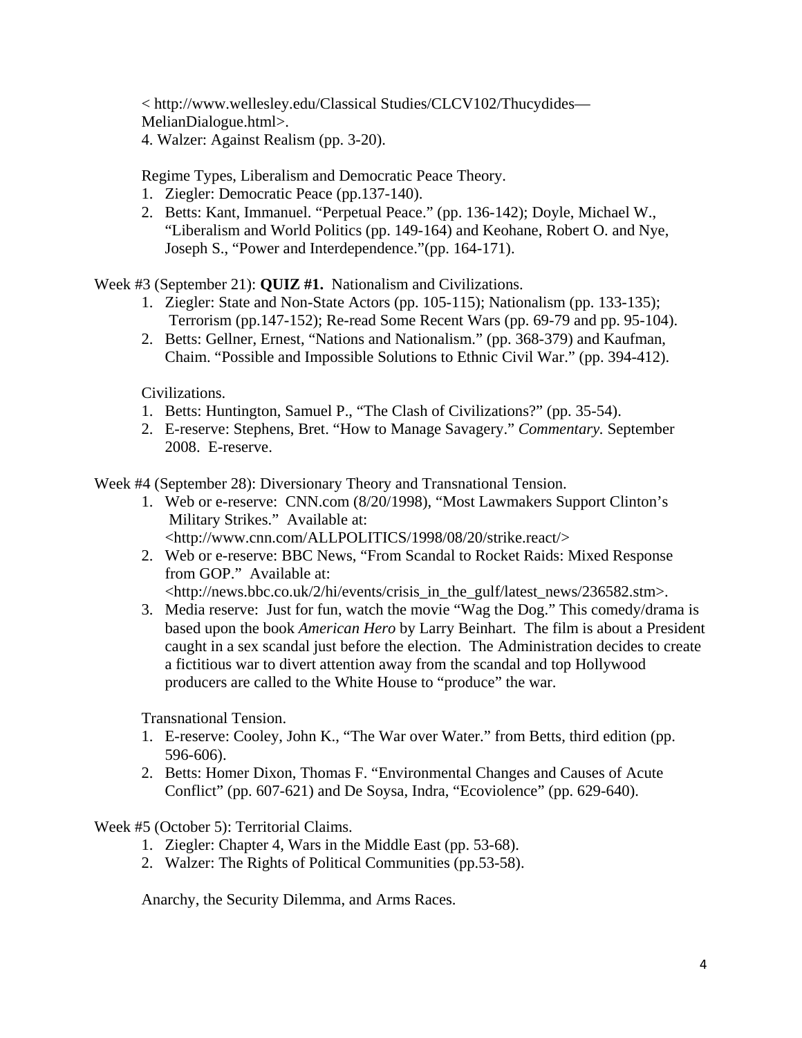< http://www.wellesley.edu/Classical Studies/CLCV102/Thucydides—MelianDialogue.html>.
4. Walzer: Against Realism (pp. 3-20).

Regime Types, Liberalism and Democratic Peace Theory.

1. Ziegler: Democratic Peace (pp.137-140).
2. Betts: Kant, Immanuel. "Perpetual Peace." (pp. 136-142); Doyle, Michael W., "Liberalism and World Politics (pp. 149-164) and Keohane, Robert O. and Nye, Joseph S., "Power and Interdependence."(pp. 164-171).

Week #3 (September 21): **QUIZ #1.** Nationalism and Civilizations.

1. Ziegler: State and Non-State Actors (pp. 105-115); Nationalism (pp. 133-135); Terrorism (pp.147-152); Re-read Some Recent Wars (pp. 69-79 and pp. 95-104).
2. Betts: Gellner, Ernest, "Nations and Nationalism." (pp. 368-379) and Kaufman, Chaim. "Possible and Impossible Solutions to Ethnic Civil War." (pp. 394-412).

Civilizations.

1. Betts: Huntington, Samuel P., "The Clash of Civilizations?" (pp. 35-54).
2. E-reserve: Stephens, Bret. "How to Manage Savagery." *Commentary.* September 2008. E-reserve.

Week #4 (September 28): Diversionary Theory and Transnational Tension.

1. Web or e-reserve: CNN.com (8/20/1998), "Most Lawmakers Support Clinton's Military Strikes." Available at: <http://www.cnn.com/ALLPOLITICS/1998/08/20/strike.react/>
2. Web or e-reserve: BBC News, "From Scandal to Rocket Raids: Mixed Response from GOP." Available at: <http://news.bbc.co.uk/2/hi/events/crisis_in_the_gulf/latest_news/236582.stm>.
3. Media reserve: Just for fun, watch the movie "Wag the Dog." This comedy/drama is based upon the book *American Hero* by Larry Beinhart. The film is about a President caught in a sex scandal just before the election. The Administration decides to create a fictitious war to divert attention away from the scandal and top Hollywood producers are called to the White House to "produce" the war.

Transnational Tension.

1. E-reserve: Cooley, John K., "The War over Water." from Betts, third edition (pp. 596-606).
2. Betts: Homer Dixon, Thomas F. "Environmental Changes and Causes of Acute Conflict" (pp. 607-621) and De Soysa, Indra, "Ecoviolence" (pp. 629-640).

Week #5 (October 5): Territorial Claims.

1. Ziegler: Chapter 4, Wars in the Middle East (pp. 53-68).
2. Walzer: The Rights of Political Communities (pp.53-58).

Anarchy, the Security Dilemma, and Arms Races.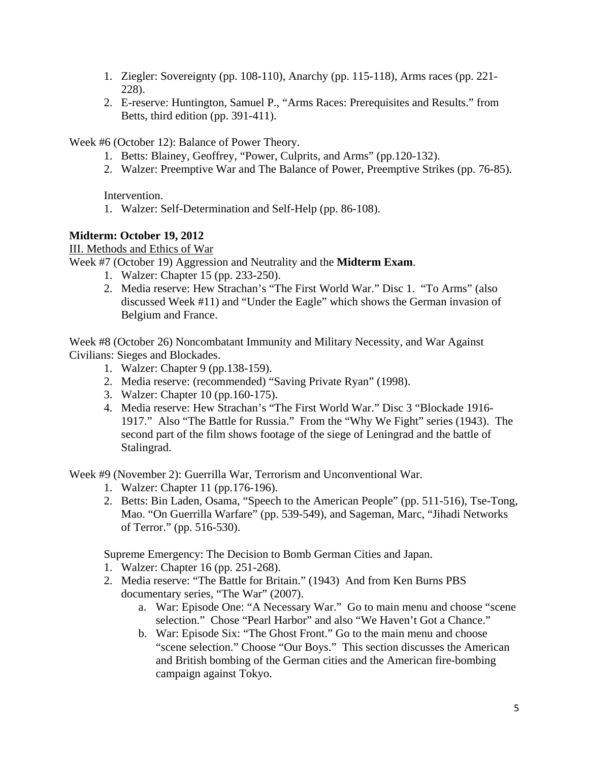1. Ziegler: Sovereignty (pp. 108-110), Anarchy (pp. 115-118), Arms races (pp. 221-228).
2. E-reserve: Huntington, Samuel P., "Arms Races: Prerequisites and Results." from Betts, third edition (pp. 391-411).

Week #6 (October 12): Balance of Power Theory.

1. Betts: Blainey, Geoffrey, "Power, Culprits, and Arms" (pp.120-132).
2. Walzer: Preemptive War and The Balance of Power, Preemptive Strikes (pp. 76-85).

Intervention.

1. Walzer: Self-Determination and Self-Help (pp. 86-108).

**Midterm: October 19, 2012**

<u>III. Methods and Ethics of War</u>

Week #7 (October 19) Aggression and Neutrality and the **Midterm Exam**.

1. Walzer: Chapter 15 (pp. 233-250).
2. Media reserve: Hew Strachan's "The First World War." Disc 1. "To Arms" (also discussed Week #11) and "Under the Eagle" which shows the German invasion of Belgium and France.

Week #8 (October 26) Noncombatant Immunity and Military Necessity, and War Against Civilians: Sieges and Blockades.

1. Walzer: Chapter 9 (pp.138-159).
2. Media reserve: (recommended) "Saving Private Ryan" (1998).
3. Walzer: Chapter 10 (pp.160-175).
4. Media reserve: Hew Strachan's "The First World War." Disc 3 "Blockade 1916-1917." Also "The Battle for Russia." From the "Why We Fight" series (1943). The second part of the film shows footage of the siege of Leningrad and the battle of Stalingrad.

Week #9 (November 2): Guerrilla War, Terrorism and Unconventional War.

1. Walzer: Chapter 11 (pp.176-196).
2. Betts: Bin Laden, Osama, "Speech to the American People" (pp. 511-516), Tse-Tong, Mao. "On Guerrilla Warfare" (pp. 539-549), and Sageman, Marc, "Jihadi Networks of Terror." (pp. 516-530).

Supreme Emergency: The Decision to Bomb German Cities and Japan.

1. Walzer: Chapter 16 (pp. 251-268).
2. Media reserve: "The Battle for Britain." (1943) And from Ken Burns PBS documentary series, "The War" (2007).
   a. War: Episode One: "A Necessary War." Go to main menu and choose "scene selection." Chose "Pearl Harbor" and also "We Haven't Got a Chance."
   b. War: Episode Six: "The Ghost Front." Go to the main menu and choose "scene selection." Choose "Our Boys." This section discusses the American and British bombing of the German cities and the American fire-bombing campaign against Tokyo.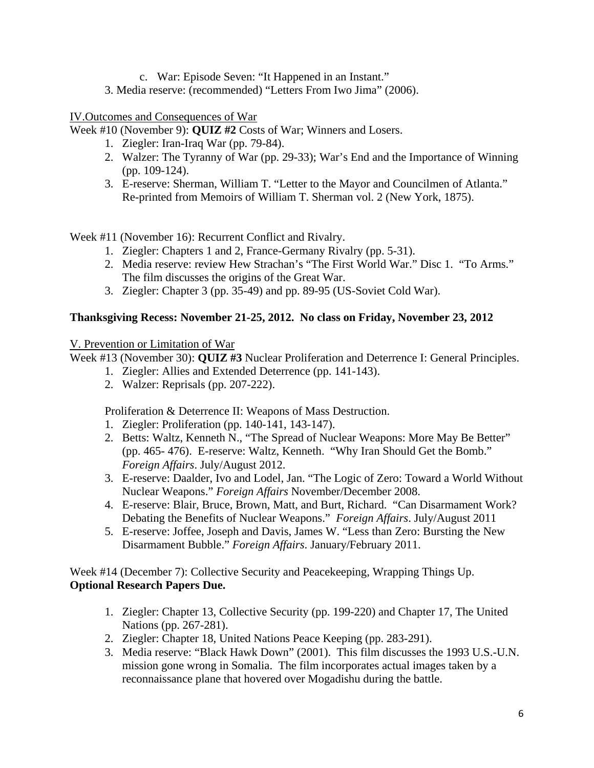c. War: Episode Seven: "It Happened in an Instant."

3. Media reserve: (recommended) "Letters From Iwo Jima" (2006).

IV. Outcomes and Consequences of War

Week #10 (November 9): **QUIZ #2** Costs of War; Winners and Losers.

1. Ziegler: Iran-Iraq War (pp. 79-84).
2. Walzer: The Tyranny of War (pp. 29-33); War's End and the Importance of Winning (pp. 109-124).
3. E-reserve: Sherman, William T. "Letter to the Mayor and Councilmen of Atlanta." Re-printed from Memoirs of William T. Sherman vol. 2 (New York, 1875).

Week #11 (November 16): Recurrent Conflict and Rivalry.

1. Ziegler: Chapters 1 and 2, France-Germany Rivalry (pp. 5-31).
2. Media reserve: review Hew Strachan's "The First World War." Disc 1. "To Arms." The film discusses the origins of the Great War.
3. Ziegler: Chapter 3 (pp. 35-49) and pp. 89-95 (US-Soviet Cold War).

**Thanksgiving Recess: November 21-25, 2012. No class on Friday, November 23, 2012**

V. Prevention or Limitation of War

Week #13 (November 30): **QUIZ #3** Nuclear Proliferation and Deterrence I: General Principles.

1. Ziegler: Allies and Extended Deterrence (pp. 141-143).
2. Walzer: Reprisals (pp. 207-222).

Proliferation & Deterrence II: Weapons of Mass Destruction.

1. Ziegler: Proliferation (pp. 140-141, 143-147).
2. Betts: Waltz, Kenneth N., "The Spread of Nuclear Weapons: More May Be Better" (pp. 465- 476). E-reserve: Waltz, Kenneth. "Why Iran Should Get the Bomb." *Foreign Affairs*. July/August 2012.
3. E-reserve: Daalder, Ivo and Lodel, Jan. "The Logic of Zero: Toward a World Without Nuclear Weapons." *Foreign Affairs* November/December 2008.
4. E-reserve: Blair, Bruce, Brown, Matt, and Burt, Richard. "Can Disarmament Work? Debating the Benefits of Nuclear Weapons." *Foreign Affairs*. July/August 2011
5. E-reserve: Joffee, Joseph and Davis, James W. "Less than Zero: Bursting the New Disarmament Bubble." *Foreign Affairs*. January/February 2011.

Week #14 (December 7): Collective Security and Peacekeeping, Wrapping Things Up.
**Optional Research Papers Due.**

1. Ziegler: Chapter 13, Collective Security (pp. 199-220) and Chapter 17, The United Nations (pp. 267-281).
2. Ziegler: Chapter 18, United Nations Peace Keeping (pp. 283-291).
3. Media reserve: "Black Hawk Down" (2001). This film discusses the 1993 U.S.-U.N. mission gone wrong in Somalia. The film incorporates actual images taken by a reconnaissance plane that hovered over Mogadishu during the battle.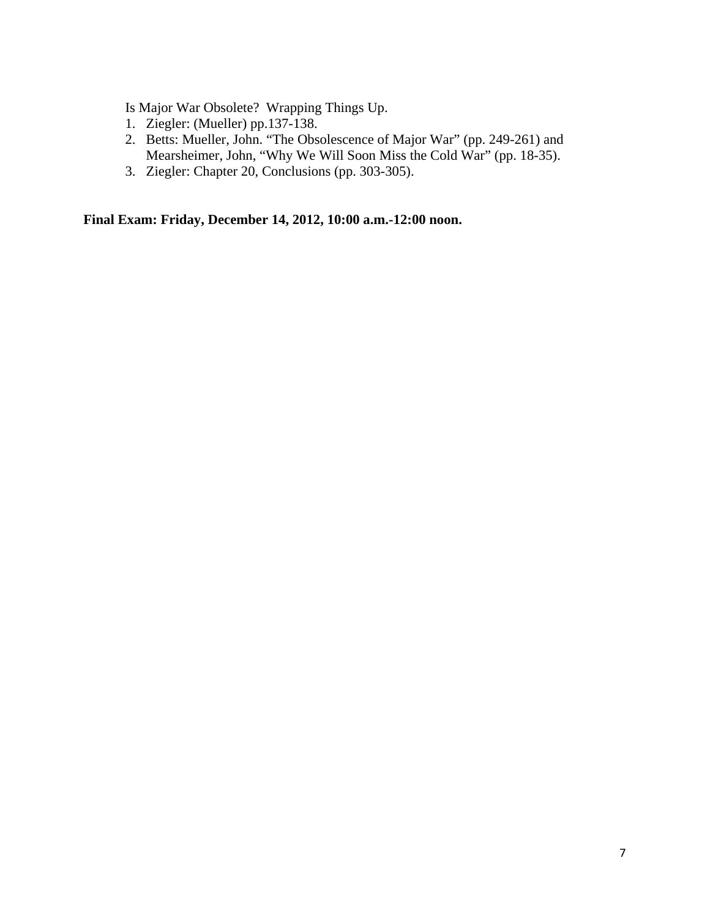Is Major War Obsolete? Wrapping Things Up.

1. Ziegler: (Mueller) pp.137-138.
2. Betts: Mueller, John. “The Obsolescence of Major War” (pp. 249-261) and Mearsheimer, John, “Why We Will Soon Miss the Cold War” (pp. 18-35).
3. Ziegler: Chapter 20, Conclusions (pp. 303-305).

**Final Exam: Friday, December 14, 2012, 10:00 a.m.-12:00 noon.**